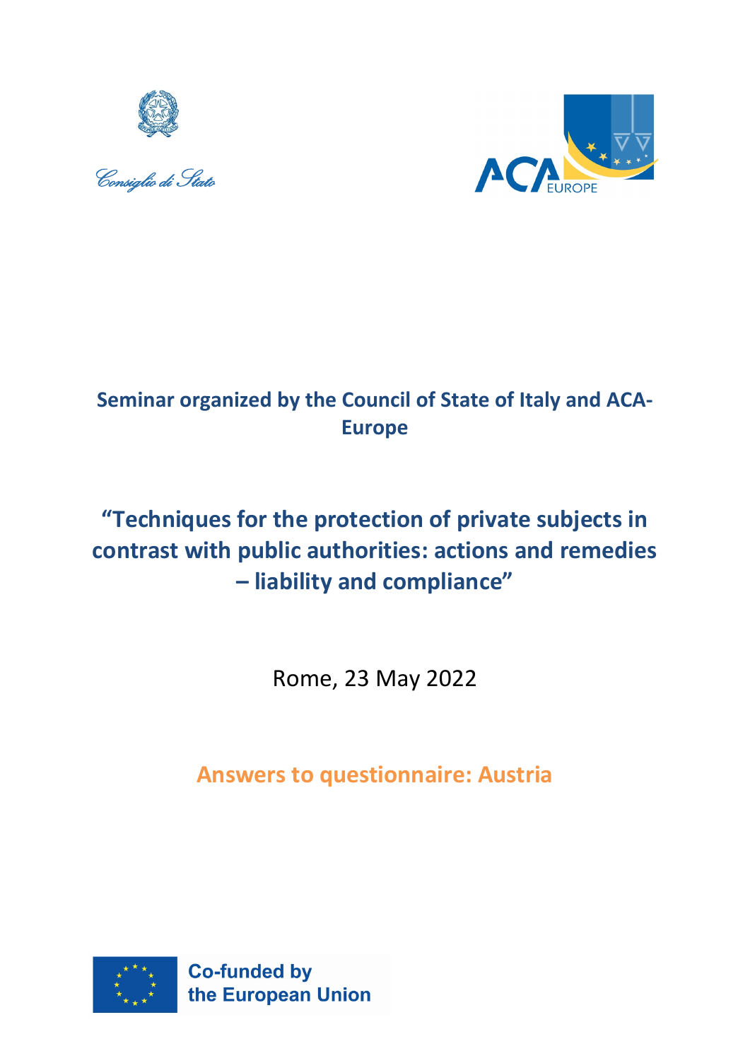Consiglio di Stato

ACA EUROPE

## Seminar organized by the Council of State of Italy and ACA-Europe

# "Techniques for the protection of private subjects in contrast with public authorities: actions and remedies – liability and compliance"

Rome, 23 May 2022

## Answers to questionnaire: Austria

Co-funded by the European Union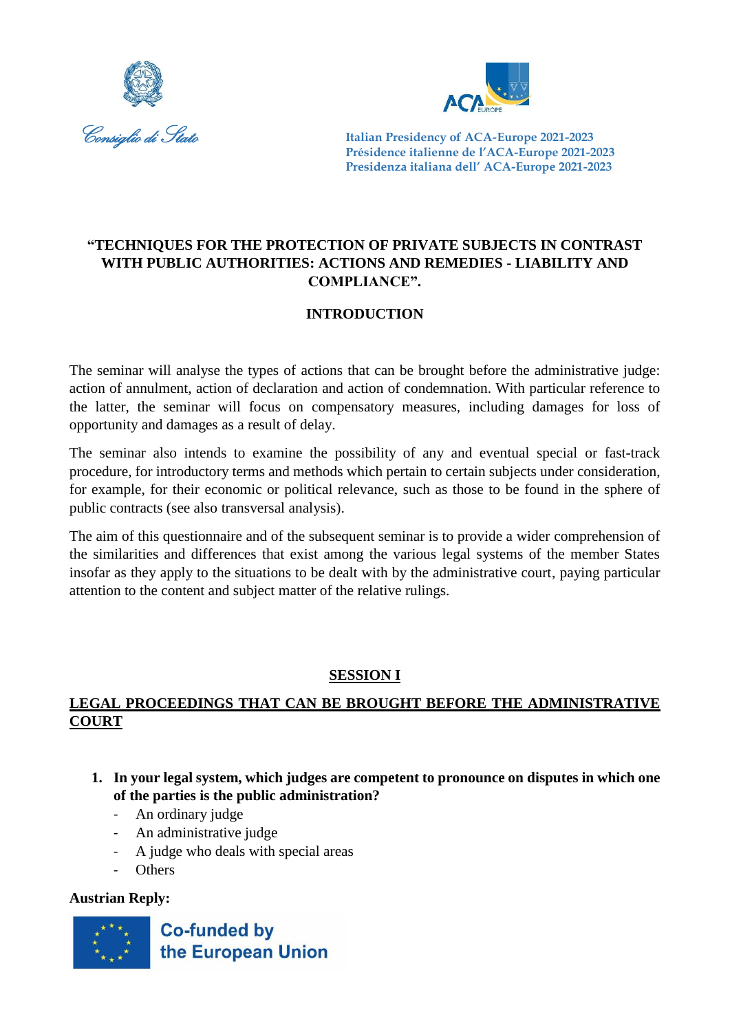Consiglio di Stato

Italian Presidency of ACA-Europe 2021-2023
Présidence italienne de l'ACA-Europe 2021-2023
Presidenza italiana dell' ACA-Europe 2021-2023

# "TECHNIQUES FOR THE PROTECTION OF PRIVATE SUBJECTS IN CONTRAST WITH PUBLIC AUTHORITIES: ACTIONS AND REMEDIES - LIABILITY AND COMPLIANCE".

## INTRODUCTION

The seminar will analyse the types of actions that can be brought before the administrative judge: action of annulment, action of declaration and action of condemnation. With particular reference to the latter, the seminar will focus on compensatory measures, including damages for loss of opportunity and damages as a result of delay.

The seminar also intends to examine the possibility of any and eventual special or fast-track procedure, for introductory terms and methods which pertain to certain subjects under consideration, for example, for their economic or political relevance, such as those to be found in the sphere of public contracts (see also transversal analysis).

The aim of this questionnaire and of the subsequent seminar is to provide a wider comprehension of the similarities and differences that exist among the various legal systems of the member States insofar as they apply to the situations to be dealt with by the administrative court, paying particular attention to the content and subject matter of the relative rulings.

## SESSION I

## LEGAL PROCEEDINGS THAT CAN BE BROUGHT BEFORE THE ADMINISTRATIVE COURT

1. **In your legal system, which judges are competent to pronounce on disputes in which one of the parties is the public administration?**
   - An ordinary judge
   - An administrative judge
   - A judge who deals with special areas
   - Others

**Austrian Reply:**

Co-funded by the European Union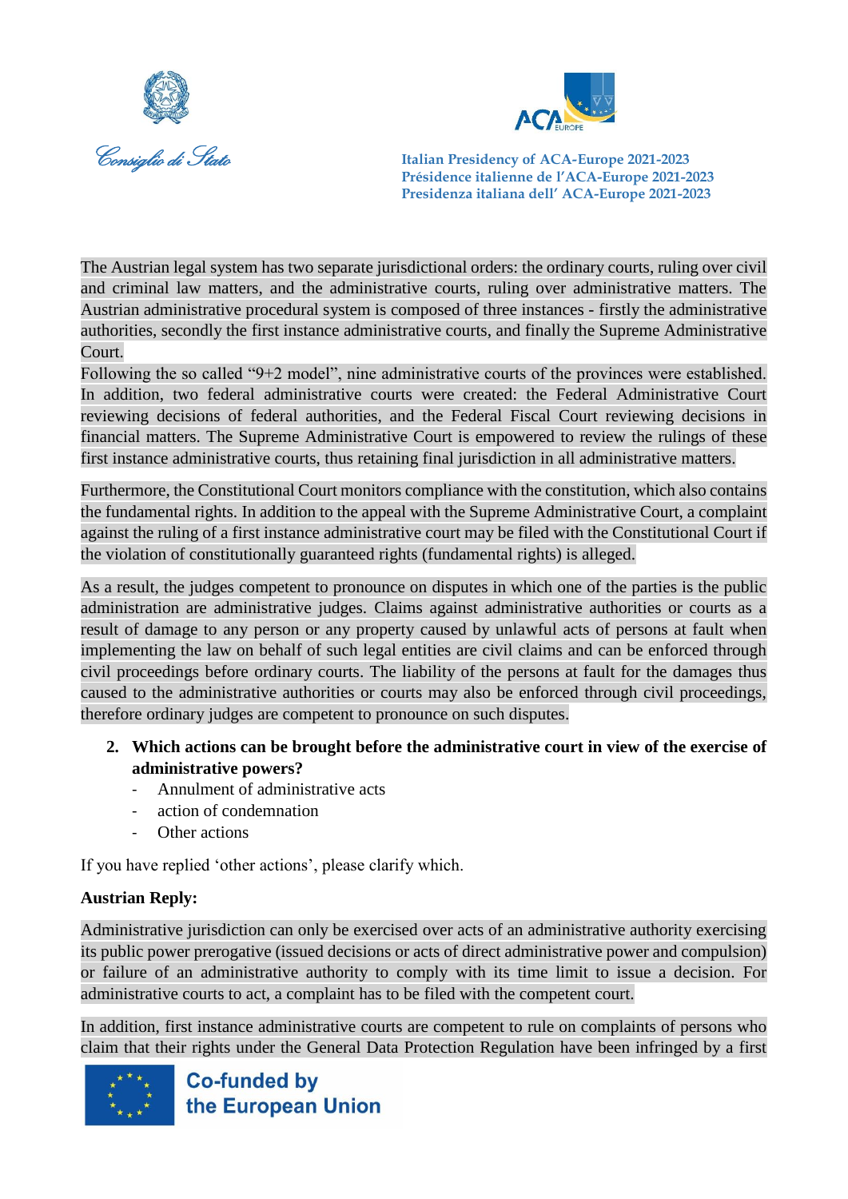The Austrian legal system has two separate jurisdictional orders: the ordinary courts, ruling over civil and criminal law matters, and the administrative courts, ruling over administrative matters. The Austrian administrative procedural system is composed of three instances - firstly the administrative authorities, secondly the first instance administrative courts, and finally the Supreme Administrative Court.

Following the so called "9+2 model", nine administrative courts of the provinces were established. In addition, two federal administrative courts were created: the Federal Administrative Court reviewing decisions of federal authorities, and the Federal Fiscal Court reviewing decisions in financial matters. The Supreme Administrative Court is empowered to review the rulings of these first instance administrative courts, thus retaining final jurisdiction in all administrative matters.

Furthermore, the Constitutional Court monitors compliance with the constitution, which also contains the fundamental rights. In addition to the appeal with the Supreme Administrative Court, a complaint against the ruling of a first instance administrative court may be filed with the Constitutional Court if the violation of constitutionally guaranteed rights (fundamental rights) is alleged.

As a result, the judges competent to pronounce on disputes in which one of the parties is the public administration are administrative judges. Claims against administrative authorities or courts as a result of damage to any person or any property caused by unlawful acts of persons at fault when implementing the law on behalf of such legal entities are civil claims and can be enforced through civil proceedings before ordinary courts. The liability of the persons at fault for the damages thus caused to the administrative authorities or courts may also be enforced through civil proceedings, therefore ordinary judges are competent to pronounce on such disputes.

2. **Which actions can be brought before the administrative court in view of the exercise of administrative powers?**
   - Annulment of administrative acts
   - action of condemnation
   - Other actions

If you have replied 'other actions', please clarify which.

**Austrian Reply:**

Administrative jurisdiction can only be exercised over acts of an administrative authority exercising its public power prerogative (issued decisions or acts of direct administrative power and compulsion) or failure of an administrative authority to comply with its time limit to issue a decision. For administrative courts to act, a complaint has to be filed with the competent court.

In addition, first instance administrative courts are competent to rule on complaints of persons who claim that their rights under the General Data Protection Regulation have been infringed by a first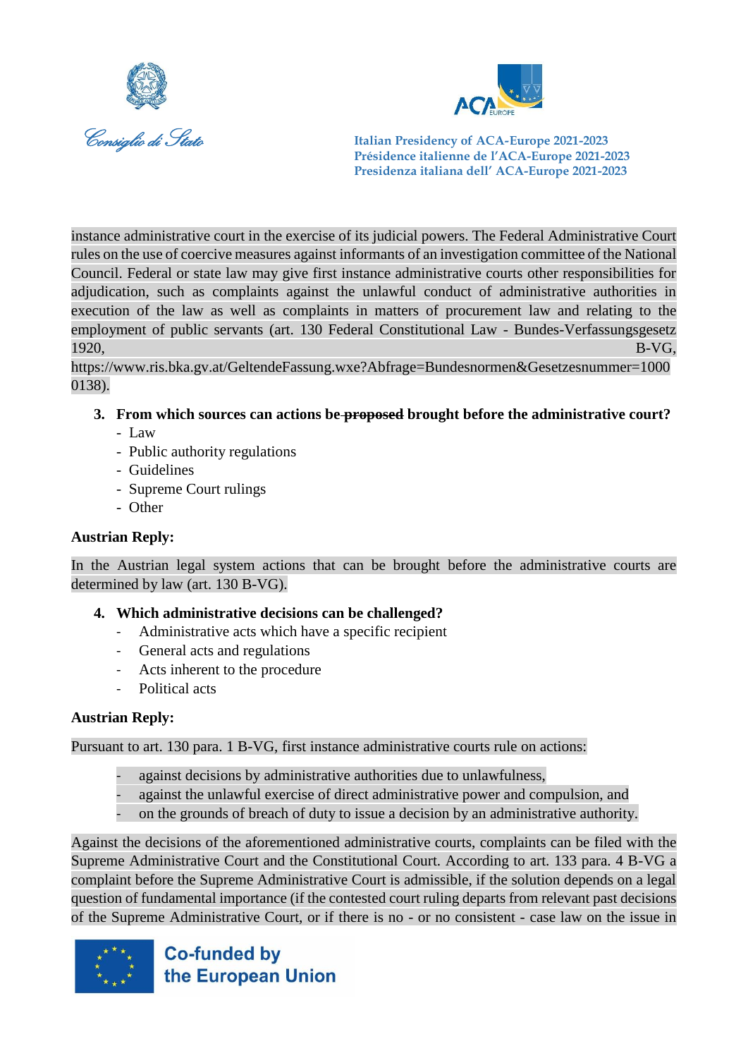instance administrative court in the exercise of its judicial powers. The Federal Administrative Court rules on the use of coercive measures against informants of an investigation committee of the National Council. Federal or state law may give first instance administrative courts other responsibilities for adjudication, such as complaints against the unlawful conduct of administrative authorities in execution of the law as well as complaints in matters of procurement law and relating to the employment of public servants (art. 130 Federal Constitutional Law - Bundes-Verfassungsgesetz 1920, B-VG, https://www.ris.bka.gv.at/GeltendeFassung.wxe?Abfrage=Bundesnormen&Gesetzesnummer=10000138).

3. **From which sources can actions be ~~proposed~~ brought before the administrative court?**
   - Law
   - Public authority regulations
   - Guidelines
   - Supreme Court rulings
   - Other

**Austrian Reply:**

In the Austrian legal system actions that can be brought before the administrative courts are determined by law (art. 130 B-VG).

4. **Which administrative decisions can be challenged?**
   - Administrative acts which have a specific recipient
   - General acts and regulations
   - Acts inherent to the procedure
   - Political acts

**Austrian Reply:**

Pursuant to art. 130 para. 1 B-VG, first instance administrative courts rule on actions:

- against decisions by administrative authorities due to unlawfulness,
- against the unlawful exercise of direct administrative power and compulsion, and
- on the grounds of breach of duty to issue a decision by an administrative authority.

Against the decisions of the aforementioned administrative courts, complaints can be filed with the Supreme Administrative Court and the Constitutional Court. According to art. 133 para. 4 B-VG a complaint before the Supreme Administrative Court is admissible, if the solution depends on a legal question of fundamental importance (if the contested court ruling departs from relevant past decisions of the Supreme Administrative Court, or if there is no - or no consistent - case law on the issue in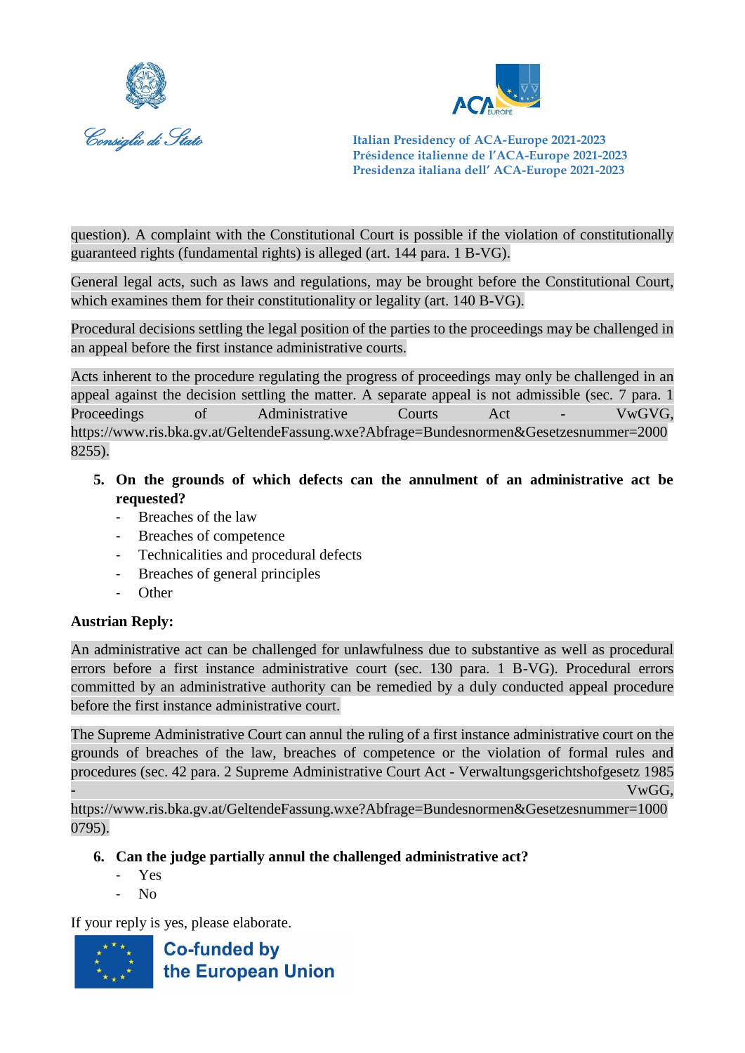question). A complaint with the Constitutional Court is possible if the violation of constitutionally guaranteed rights (fundamental rights) is alleged (art. 144 para. 1 B-VG).

General legal acts, such as laws and regulations, may be brought before the Constitutional Court, which examines them for their constitutionality or legality (art. 140 B-VG).

Procedural decisions settling the legal position of the parties to the proceedings may be challenged in an appeal before the first instance administrative courts.

Acts inherent to the procedure regulating the progress of proceedings may only be challenged in an appeal against the decision settling the matter. A separate appeal is not admissible (sec. 7 para. 1 Proceedings of Administrative Courts Act - VwGVG, https://www.ris.bka.gv.at/GeltendeFassung.wxe?Abfrage=Bundesnormen&Gesetzesnummer=20008255).

5. **On the grounds of which defects can the annulment of an administrative act be requested?**
   - Breaches of the law
   - Breaches of competence
   - Technicalities and procedural defects
   - Breaches of general principles
   - Other

**Austrian Reply:**

An administrative act can be challenged for unlawfulness due to substantive as well as procedural errors before a first instance administrative court (sec. 130 para. 1 B-VG). Procedural errors committed by an administrative authority can be remedied by a duly conducted appeal procedure before the first instance administrative court.

The Supreme Administrative Court can annul the ruling of a first instance administrative court on the grounds of breaches of the law, breaches of competence or the violation of formal rules and procedures (sec. 42 para. 2 Supreme Administrative Court Act - Verwaltungsgerichtshofgesetz 1985 - VwGG, https://www.ris.bka.gv.at/GeltendeFassung.wxe?Abfrage=Bundesnormen&Gesetzesnummer=10000795).

6. **Can the judge partially annul the challenged administrative act?**
   - Yes
   - No

If your reply is yes, please elaborate.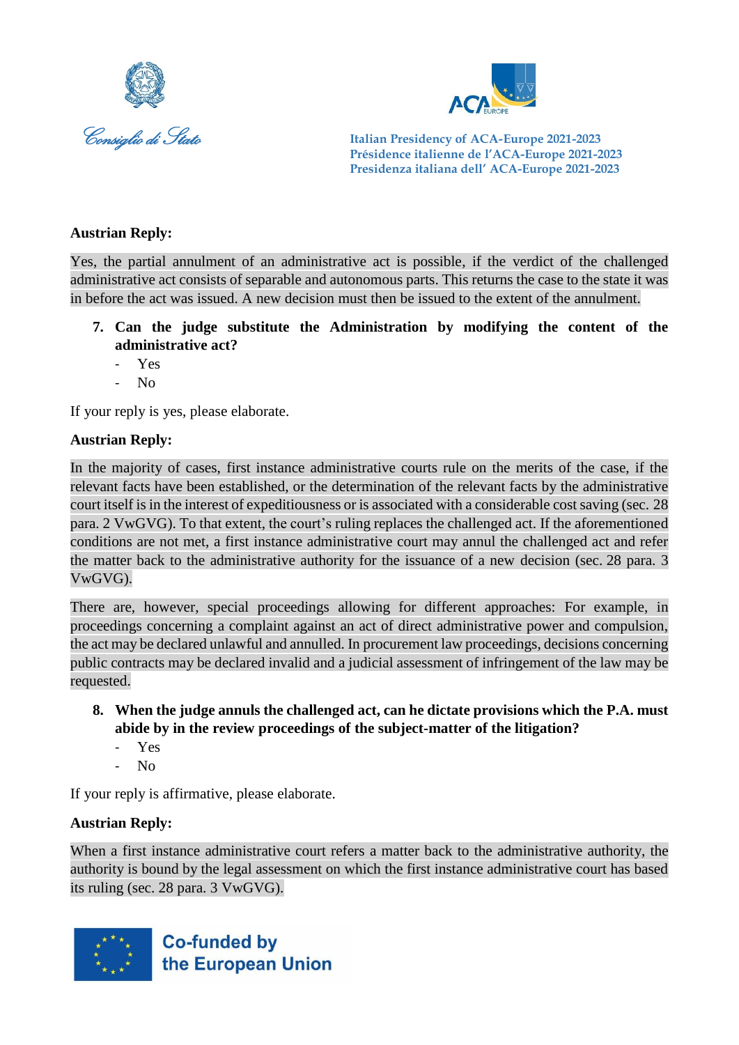**Austrian Reply:**

Yes, the partial annulment of an administrative act is possible, if the verdict of the challenged administrative act consists of separable and autonomous parts. This returns the case to the state it was in before the act was issued. A new decision must then be issued to the extent of the annulment.

7. **Can the judge substitute the Administration by modifying the content of the administrative act?**
   - Yes
   - No

If your reply is yes, please elaborate.

**Austrian Reply:**

In the majority of cases, first instance administrative courts rule on the merits of the case, if the relevant facts have been established, or the determination of the relevant facts by the administrative court itself is in the interest of expeditiousness or is associated with a considerable cost saving (sec. 28 para. 2 VwGVG). To that extent, the court's ruling replaces the challenged act. If the aforementioned conditions are not met, a first instance administrative court may annul the challenged act and refer the matter back to the administrative authority for the issuance of a new decision (sec. 28 para. 3 VwGVG).

There are, however, special proceedings allowing for different approaches: For example, in proceedings concerning a complaint against an act of direct administrative power and compulsion, the act may be declared unlawful and annulled. In procurement law proceedings, decisions concerning public contracts may be declared invalid and a judicial assessment of infringement of the law may be requested.

8. **When the judge annuls the challenged act, can he dictate provisions which the P.A. must abide by in the review proceedings of the subject-matter of the litigation?**
   - Yes
   - No

If your reply is affirmative, please elaborate.

**Austrian Reply:**

When a first instance administrative court refers a matter back to the administrative authority, the authority is bound by the legal assessment on which the first instance administrative court has based its ruling (sec. 28 para. 3 VwGVG).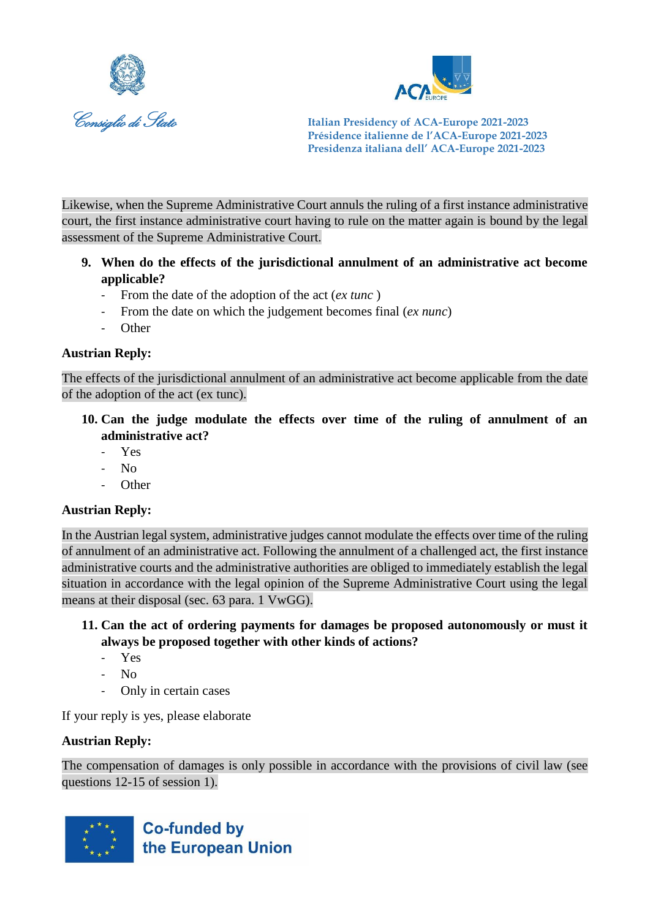Likewise, when the Supreme Administrative Court annuls the ruling of a first instance administrative court, the first instance administrative court having to rule on the matter again is bound by the legal assessment of the Supreme Administrative Court.

9. **When do the effects of the jurisdictional annulment of an administrative act become applicable?**
   - From the date of the adoption of the act (*ex tunc* )
   - From the date on which the judgement becomes final (*ex nunc*)
   - Other

**Austrian Reply:**

The effects of the jurisdictional annulment of an administrative act become applicable from the date of the adoption of the act (ex tunc).

10. **Can the judge modulate the effects over time of the ruling of annulment of an administrative act?**
    - Yes
    - No
    - Other

**Austrian Reply:**

In the Austrian legal system, administrative judges cannot modulate the effects over time of the ruling of annulment of an administrative act. Following the annulment of a challenged act, the first instance administrative courts and the administrative authorities are obliged to immediately establish the legal situation in accordance with the legal opinion of the Supreme Administrative Court using the legal means at their disposal (sec. 63 para. 1 VwGG).

11. **Can the act of ordering payments for damages be proposed autonomously or must it always be proposed together with other kinds of actions?**
    - Yes
    - No
    - Only in certain cases

If your reply is yes, please elaborate

**Austrian Reply:**

The compensation of damages is only possible in accordance with the provisions of civil law (see questions 12-15 of session 1).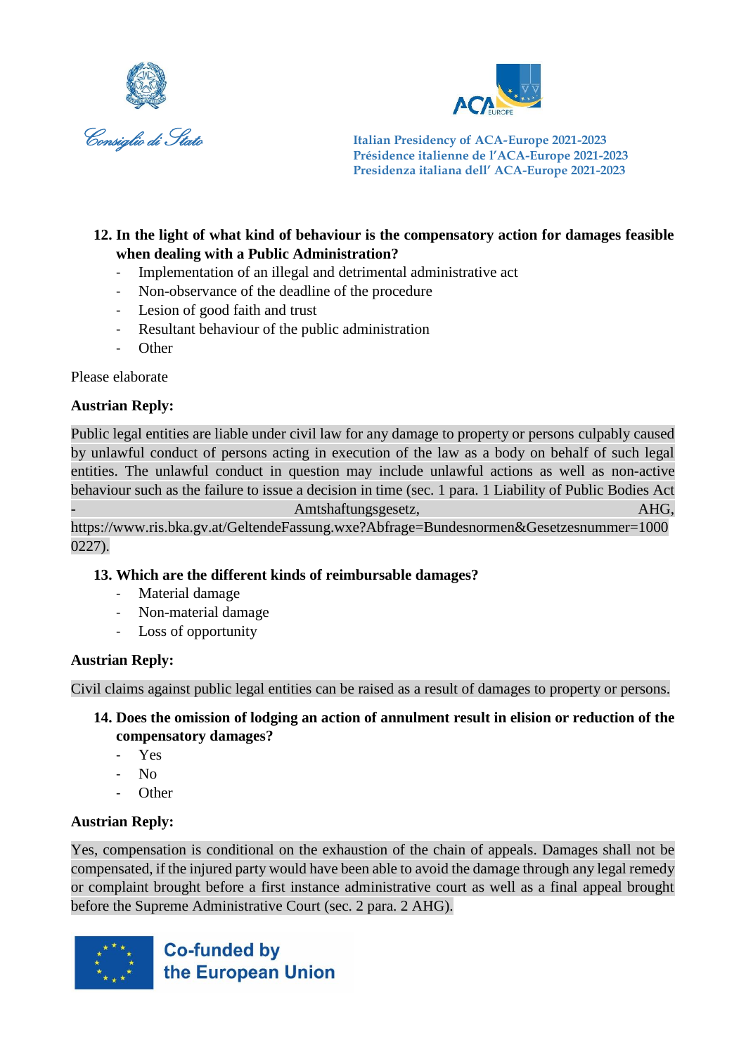12. **In the light of what kind of behaviour is the compensatory action for damages feasible when dealing with a Public Administration?**
    - Implementation of an illegal and detrimental administrative act
    - Non-observance of the deadline of the procedure
    - Lesion of good faith and trust
    - Resultant behaviour of the public administration
    - Other

Please elaborate

**Austrian Reply:**

Public legal entities are liable under civil law for any damage to property or persons culpably caused by unlawful conduct of persons acting in execution of the law as a body on behalf of such legal entities. The unlawful conduct in question may include unlawful actions as well as non-active behaviour such as the failure to issue a decision in time (sec. 1 para. 1 Liability of Public Bodies Act - Amtshaftungsgesetz, AHG, https://www.ris.bka.gv.at/GeltendeFassung.wxe?Abfrage=Bundesnormen&Gesetzesnummer=10000227).

13. **Which are the different kinds of reimbursable damages?**
    - Material damage
    - Non-material damage
    - Loss of opportunity

**Austrian Reply:**

Civil claims against public legal entities can be raised as a result of damages to property or persons.

14. **Does the omission of lodging an action of annulment result in elision or reduction of the compensatory damages?**
    - Yes
    - No
    - Other

**Austrian Reply:**

Yes, compensation is conditional on the exhaustion of the chain of appeals. Damages shall not be compensated, if the injured party would have been able to avoid the damage through any legal remedy or complaint brought before a first instance administrative court as well as a final appeal brought before the Supreme Administrative Court (sec. 2 para. 2 AHG).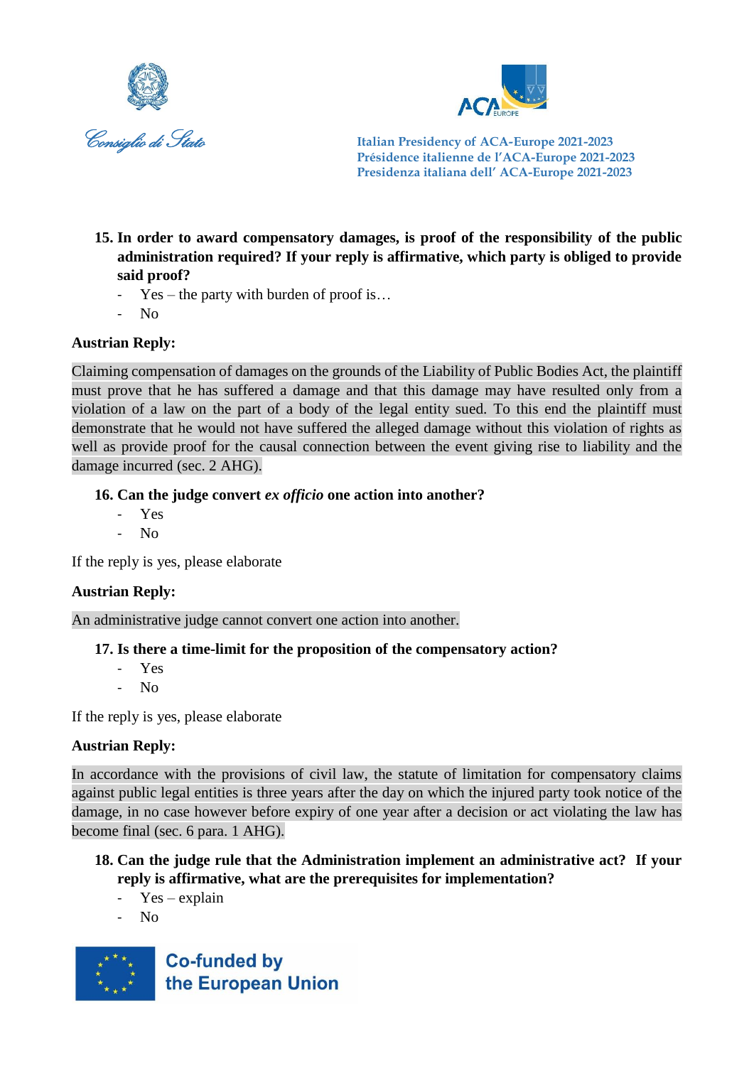**15. In order to award compensatory damages, is proof of the responsibility of the public administration required? If your reply is affirmative, which party is obliged to provide said proof?**

- Yes – the party with burden of proof is…
- No

**Austrian Reply:**

Claiming compensation of damages on the grounds of the Liability of Public Bodies Act, the plaintiff must prove that he has suffered a damage and that this damage may have resulted only from a violation of a law on the part of a body of the legal entity sued. To this end the plaintiff must demonstrate that he would not have suffered the alleged damage without this violation of rights as well as provide proof for the causal connection between the event giving rise to liability and the damage incurred (sec. 2 AHG).

**16. Can the judge convert *ex officio* one action into another?**

- Yes
- No

If the reply is yes, please elaborate

**Austrian Reply:**

An administrative judge cannot convert one action into another.

**17. Is there a time-limit for the proposition of the compensatory action?**

- Yes
- No

If the reply is yes, please elaborate

**Austrian Reply:**

In accordance with the provisions of civil law, the statute of limitation for compensatory claims against public legal entities is three years after the day on which the injured party took notice of the damage, in no case however before expiry of one year after a decision or act violating the law has become final (sec. 6 para. 1 AHG).

**18. Can the judge rule that the Administration implement an administrative act? If your reply is affirmative, what are the prerequisites for implementation?**

- Yes – explain
- No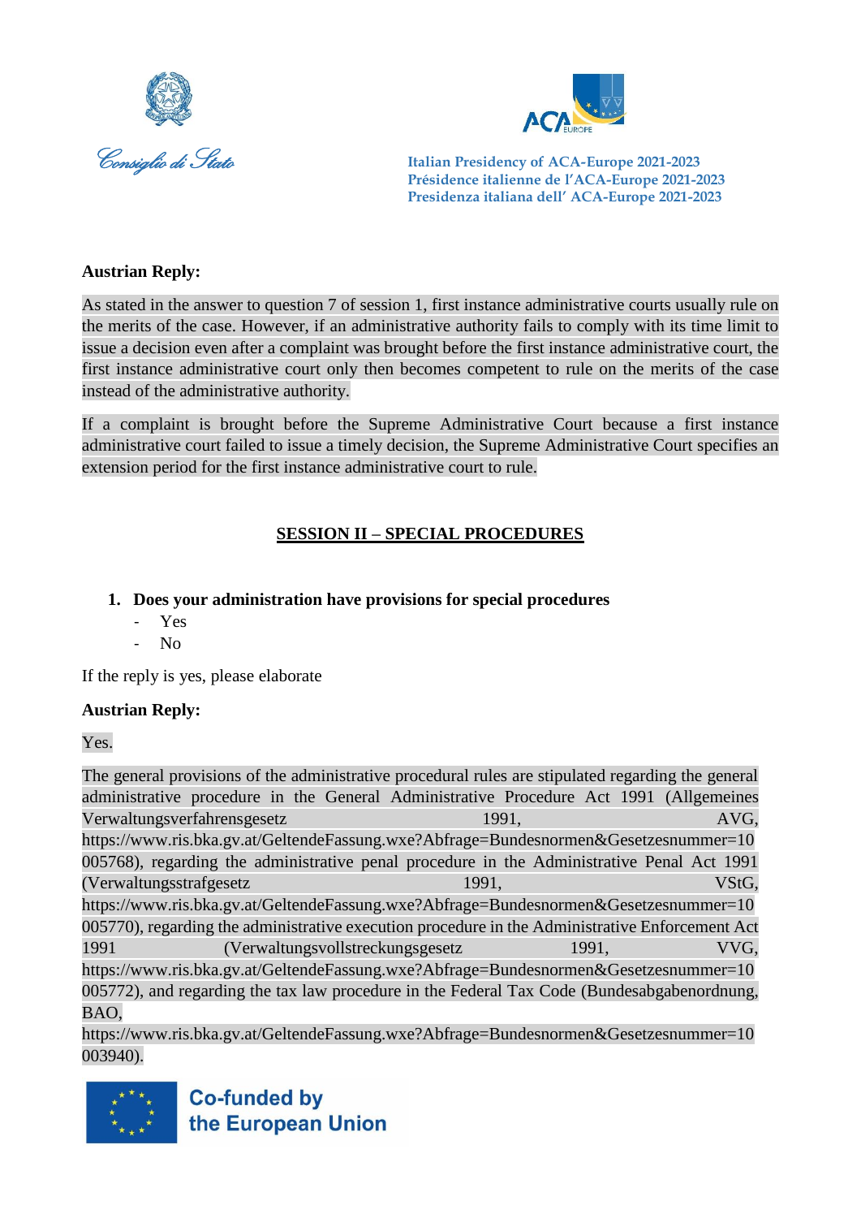**Austrian Reply:**

As stated in the answer to question 7 of session 1, first instance administrative courts usually rule on the merits of the case. However, if an administrative authority fails to comply with its time limit to issue a decision even after a complaint was brought before the first instance administrative court, the first instance administrative court only then becomes competent to rule on the merits of the case instead of the administrative authority.

If a complaint is brought before the Supreme Administrative Court because a first instance administrative court failed to issue a timely decision, the Supreme Administrative Court specifies an extension period for the first instance administrative court to rule.

## SESSION II – SPECIAL PROCEDURES

1. **Does your administration have provisions for special procedures**
   - Yes
   - No

If the reply is yes, please elaborate

**Austrian Reply:**

Yes.

The general provisions of the administrative procedural rules are stipulated regarding the general administrative procedure in the General Administrative Procedure Act 1991 (Allgemeines Verwaltungsverfahrensgesetz 1991, AVG, https://www.ris.bka.gv.at/GeltendeFassung.wxe?Abfrage=Bundesnormen&Gesetzesnummer=10005768), regarding the administrative penal procedure in the Administrative Penal Act 1991 (Verwaltungsstrafgesetz 1991, VStG, https://www.ris.bka.gv.at/GeltendeFassung.wxe?Abfrage=Bundesnormen&Gesetzesnummer=10005770), regarding the administrative execution procedure in the Administrative Enforcement Act 1991 (Verwaltungsvollstreckungsgesetz 1991, VVG, https://www.ris.bka.gv.at/GeltendeFassung.wxe?Abfrage=Bundesnormen&Gesetzesnummer=10005772), and regarding the tax law procedure in the Federal Tax Code (Bundesabgabenordnung, BAO, https://www.ris.bka.gv.at/GeltendeFassung.wxe?Abfrage=Bundesnormen&Gesetzesnummer=10003940).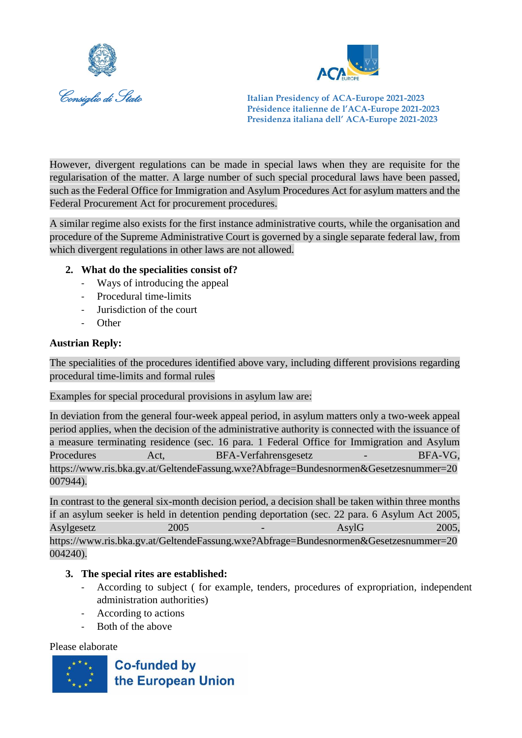However, divergent regulations can be made in special laws when they are requisite for the regularisation of the matter. A large number of such special procedural laws have been passed, such as the Federal Office for Immigration and Asylum Procedures Act for asylum matters and the Federal Procurement Act for procurement procedures.

A similar regime also exists for the first instance administrative courts, while the organisation and procedure of the Supreme Administrative Court is governed by a single separate federal law, from which divergent regulations in other laws are not allowed.

2. **What do the specialities consist of?**
   - Ways of introducing the appeal
   - Procedural time-limits
   - Jurisdiction of the court
   - Other

**Austrian Reply:**

The specialities of the procedures identified above vary, including different provisions regarding procedural time-limits and formal rules

Examples for special procedural provisions in asylum law are:

In deviation from the general four-week appeal period, in asylum matters only a two-week appeal period applies, when the decision of the administrative authority is connected with the issuance of a measure terminating residence (sec. 16 para. 1 Federal Office for Immigration and Asylum Procedures Act, BFA-Verfahrensgesetz - BFA-VG, https://www.ris.bka.gv.at/GeltendeFassung.wxe?Abfrage=Bundesnormen&Gesetzesnummer=20007944).

In contrast to the general six-month decision period, a decision shall be taken within three months if an asylum seeker is held in detention pending deportation (sec. 22 para. 6 Asylum Act 2005, Asylgesetz 2005 - AsylG 2005, https://www.ris.bka.gv.at/GeltendeFassung.wxe?Abfrage=Bundesnormen&Gesetzesnummer=20004240).

3. **The special rites are established:**
   - According to subject ( for example, tenders, procedures of expropriation, independent administration authorities)
   - According to actions
   - Both of the above

Please elaborate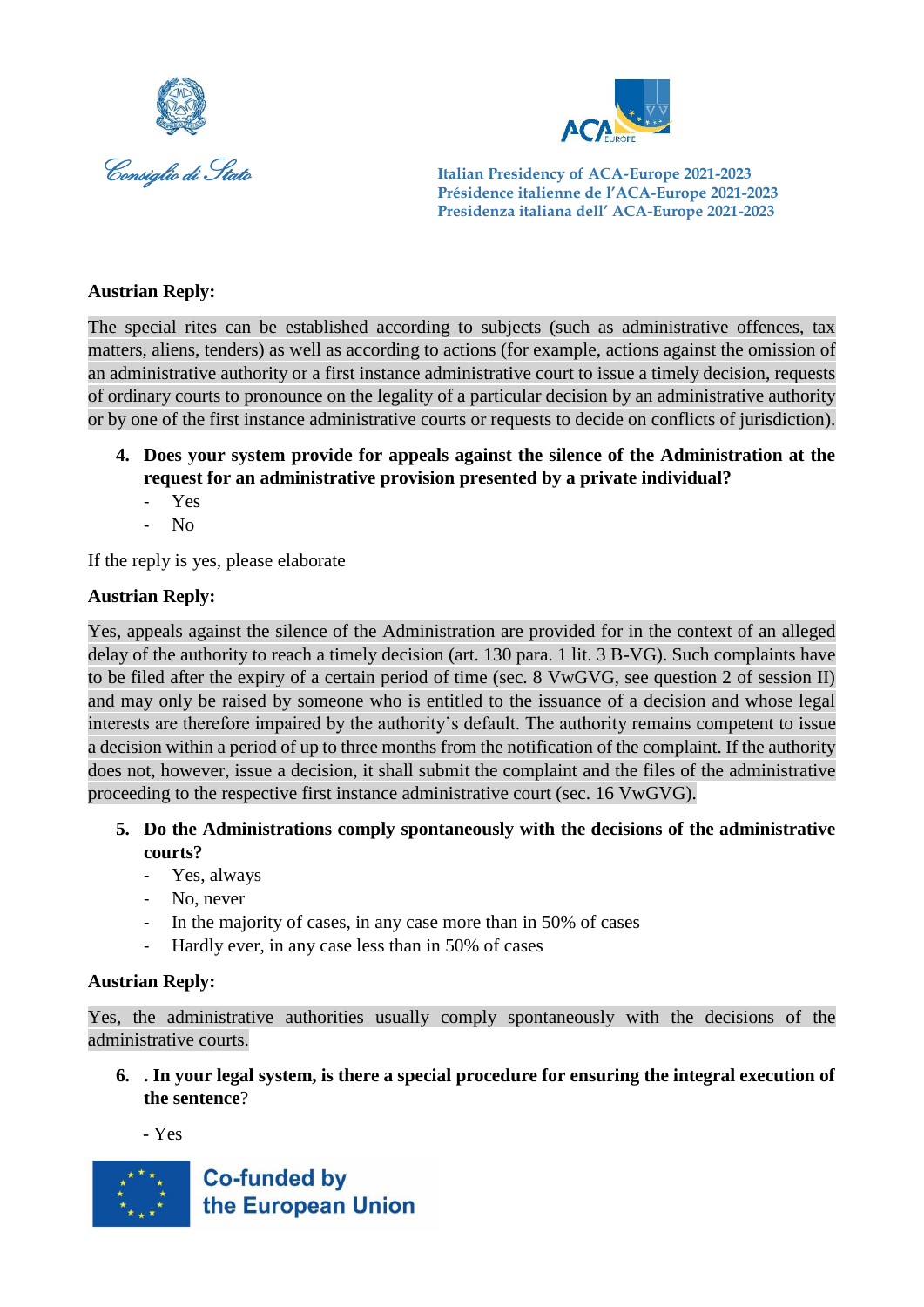**Austrian Reply:**

The special rites can be established according to subjects (such as administrative offences, tax matters, aliens, tenders) as well as according to actions (for example, actions against the omission of an administrative authority or a first instance administrative court to issue a timely decision, requests of ordinary courts to pronounce on the legality of a particular decision by an administrative authority or by one of the first instance administrative courts or requests to decide on conflicts of jurisdiction).

4. **Does your system provide for appeals against the silence of the Administration at the request for an administrative provision presented by a private individual?**
   - Yes
   - No

If the reply is yes, please elaborate

**Austrian Reply:**

Yes, appeals against the silence of the Administration are provided for in the context of an alleged delay of the authority to reach a timely decision (art. 130 para. 1 lit. 3 B-VG). Such complaints have to be filed after the expiry of a certain period of time (sec. 8 VwGVG, see question 2 of session II) and may only be raised by someone who is entitled to the issuance of a decision and whose legal interests are therefore impaired by the authority's default. The authority remains competent to issue a decision within a period of up to three months from the notification of the complaint. If the authority does not, however, issue a decision, it shall submit the complaint and the files of the administrative proceeding to the respective first instance administrative court (sec. 16 VwGVG).

5. **Do the Administrations comply spontaneously with the decisions of the administrative courts?**
   - Yes, always
   - No, never
   - In the majority of cases, in any case more than in 50% of cases
   - Hardly ever, in any case less than in 50% of cases

**Austrian Reply:**

Yes, the administrative authorities usually comply spontaneously with the decisions of the administrative courts.

6. **. In your legal system, is there a special procedure for ensuring the integral execution of the sentence**?

   - Yes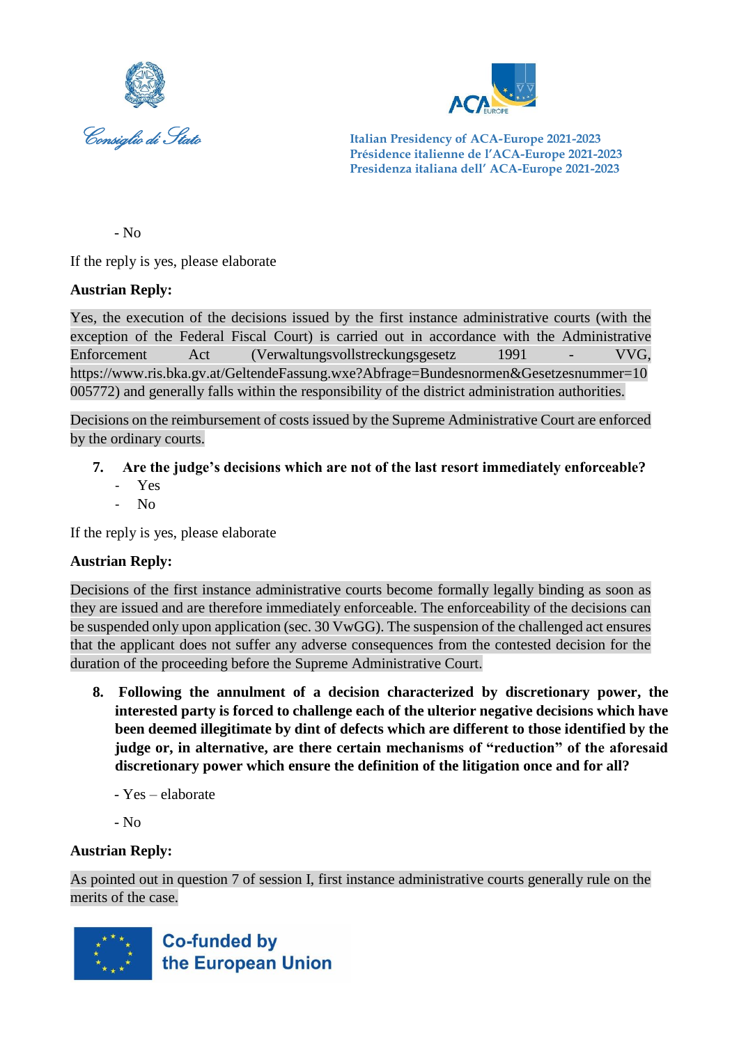- No

If the reply is yes, please elaborate

**Austrian Reply:**

Yes, the execution of the decisions issued by the first instance administrative courts (with the exception of the Federal Fiscal Court) is carried out in accordance with the Administrative Enforcement Act (Verwaltungsvollstreckungsgesetz 1991 - VVG, https://www.ris.bka.gv.at/GeltendeFassung.wxe?Abfrage=Bundesnormen&Gesetzesnummer=10005772) and generally falls within the responsibility of the district administration authorities.

Decisions on the reimbursement of costs issued by the Supreme Administrative Court are enforced by the ordinary courts.

7. **Are the judge's decisions which are not of the last resort immediately enforceable?**
   - Yes
   - No

If the reply is yes, please elaborate

**Austrian Reply:**

Decisions of the first instance administrative courts become formally legally binding as soon as they are issued and are therefore immediately enforceable. The enforceability of the decisions can be suspended only upon application (sec. 30 VwGG). The suspension of the challenged act ensures that the applicant does not suffer any adverse consequences from the contested decision for the duration of the proceeding before the Supreme Administrative Court.

8. **Following the annulment of a decision characterized by discretionary power, the interested party is forced to challenge each of the ulterior negative decisions which have been deemed illegitimate by dint of defects which are different to those identified by the judge or, in alternative, are there certain mechanisms of "reduction" of the aforesaid discretionary power which ensure the definition of the litigation once and for all?**

   - Yes – elaborate

   - No

**Austrian Reply:**

As pointed out in question 7 of session I, first instance administrative courts generally rule on the merits of the case.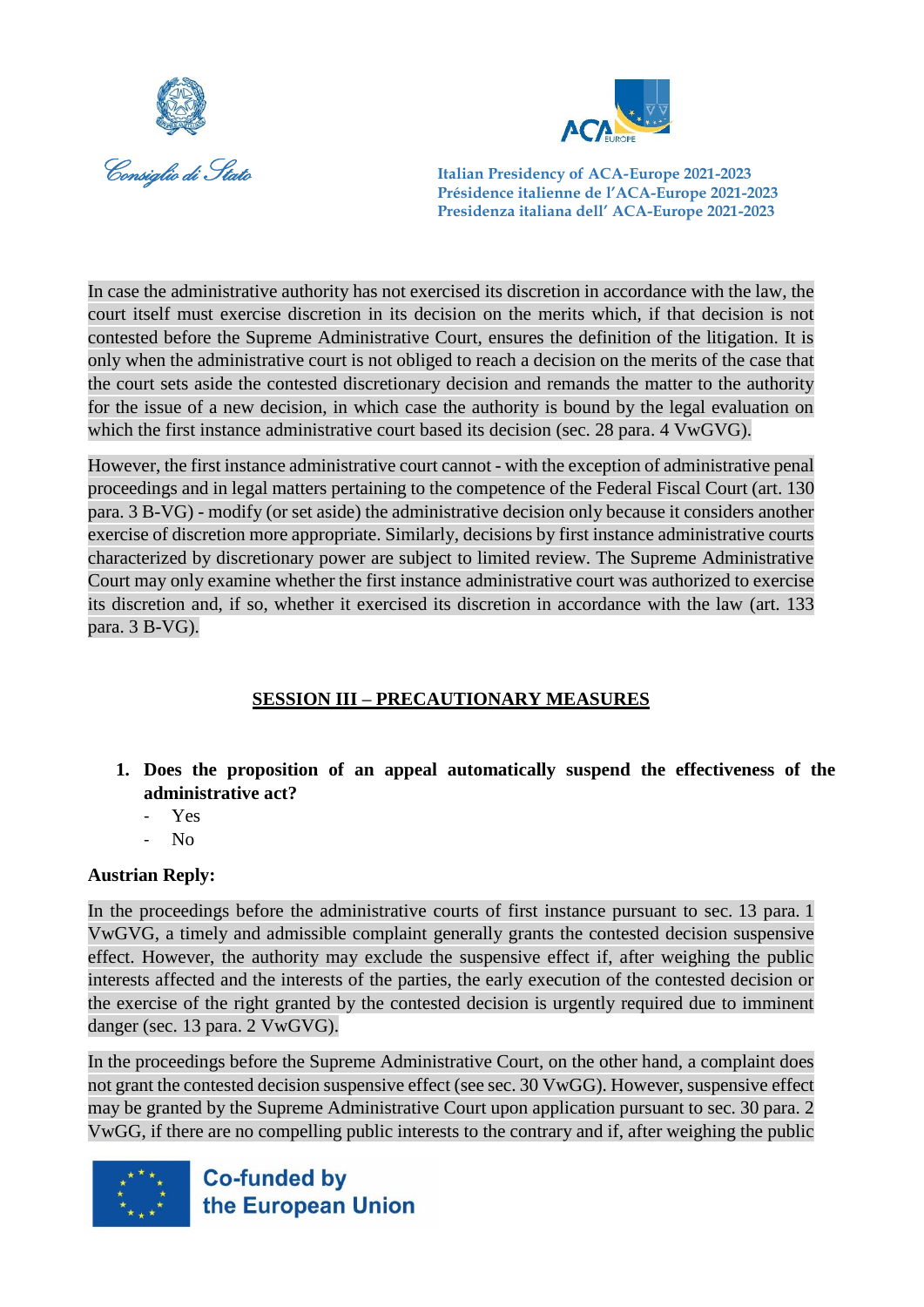In case the administrative authority has not exercised its discretion in accordance with the law, the court itself must exercise discretion in its decision on the merits which, if that decision is not contested before the Supreme Administrative Court, ensures the definition of the litigation. It is only when the administrative court is not obliged to reach a decision on the merits of the case that the court sets aside the contested discretionary decision and remands the matter to the authority for the issue of a new decision, in which case the authority is bound by the legal evaluation on which the first instance administrative court based its decision (sec. 28 para. 4 VwGVG).

However, the first instance administrative court cannot - with the exception of administrative penal proceedings and in legal matters pertaining to the competence of the Federal Fiscal Court (art. 130 para. 3 B-VG) - modify (or set aside) the administrative decision only because it considers another exercise of discretion more appropriate. Similarly, decisions by first instance administrative courts characterized by discretionary power are subject to limited review. The Supreme Administrative Court may only examine whether the first instance administrative court was authorized to exercise its discretion and, if so, whether it exercised its discretion in accordance with the law (art. 133 para. 3 B-VG).

## SESSION III – PRECAUTIONARY MEASURES

1. **Does the proposition of an appeal automatically suspend the effectiveness of the administrative act?**
   - Yes
   - No

**Austrian Reply:**

In the proceedings before the administrative courts of first instance pursuant to sec. 13 para. 1 VwGVG, a timely and admissible complaint generally grants the contested decision suspensive effect. However, the authority may exclude the suspensive effect if, after weighing the public interests affected and the interests of the parties, the early execution of the contested decision or the exercise of the right granted by the contested decision is urgently required due to imminent danger (sec. 13 para. 2 VwGVG).

In the proceedings before the Supreme Administrative Court, on the other hand, a complaint does not grant the contested decision suspensive effect (see sec. 30 VwGG). However, suspensive effect may be granted by the Supreme Administrative Court upon application pursuant to sec. 30 para. 2 VwGG, if there are no compelling public interests to the contrary and if, after weighing the public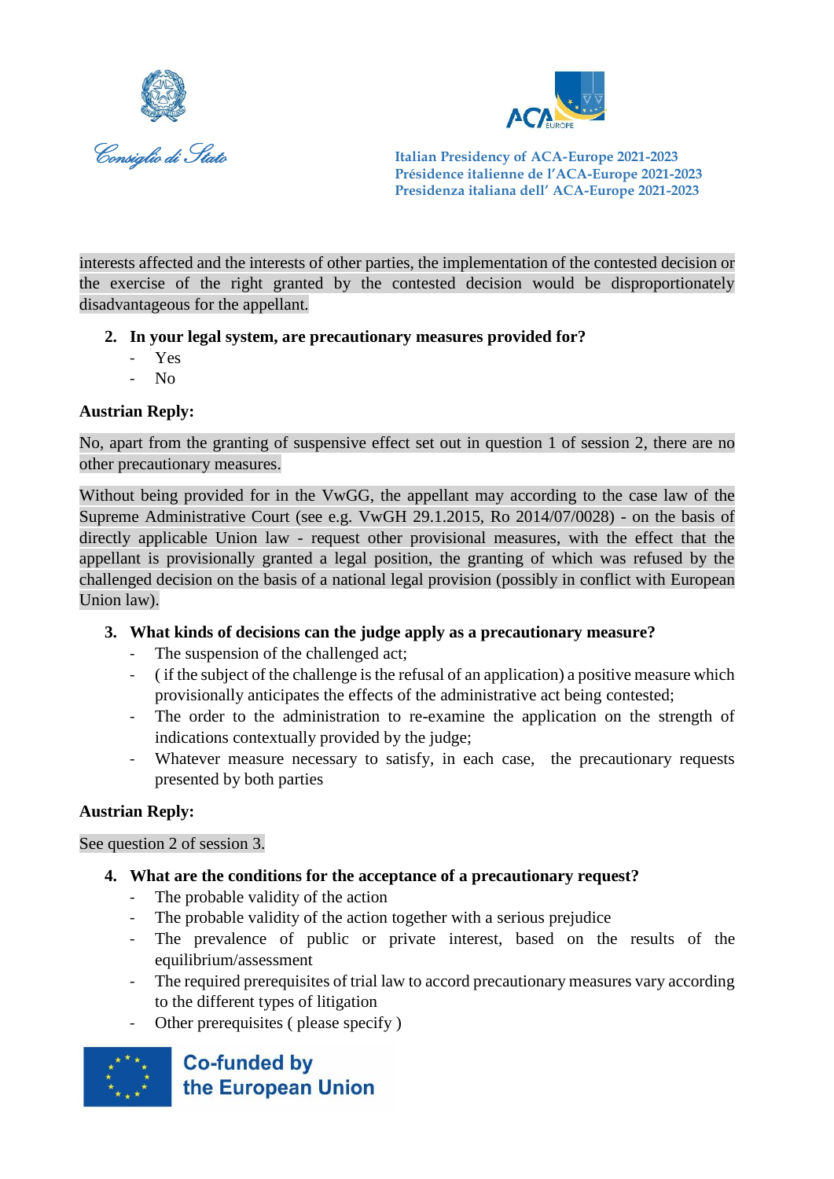interests affected and the interests of other parties, the implementation of the contested decision or the exercise of the right granted by the contested decision would be disproportionately disadvantageous for the appellant.

2. **In your legal system, are precautionary measures provided for?**
   - Yes
   - No

**Austrian Reply:**

No, apart from the granting of suspensive effect set out in question 1 of session 2, there are no other precautionary measures.

Without being provided for in the VwGG, the appellant may according to the case law of the Supreme Administrative Court (see e.g. VwGH 29.1.2015, Ro 2014/07/0028) - on the basis of directly applicable Union law - request other provisional measures, with the effect that the appellant is provisionally granted a legal position, the granting of which was refused by the challenged decision on the basis of a national legal provision (possibly in conflict with European Union law).

3. **What kinds of decisions can the judge apply as a precautionary measure?**
   - The suspension of the challenged act;
   - ( if the subject of the challenge is the refusal of an application) a positive measure which provisionally anticipates the effects of the administrative act being contested;
   - The order to the administration to re-examine the application on the strength of indications contextually provided by the judge;
   - Whatever measure necessary to satisfy, in each case, the precautionary requests presented by both parties

**Austrian Reply:**

See question 2 of session 3.

4. **What are the conditions for the acceptance of a precautionary request?**
   - The probable validity of the action
   - The probable validity of the action together with a serious prejudice
   - The prevalence of public or private interest, based on the results of the equilibrium/assessment
   - The required prerequisites of trial law to accord precautionary measures vary according to the different types of litigation
   - Other prerequisites ( please specify )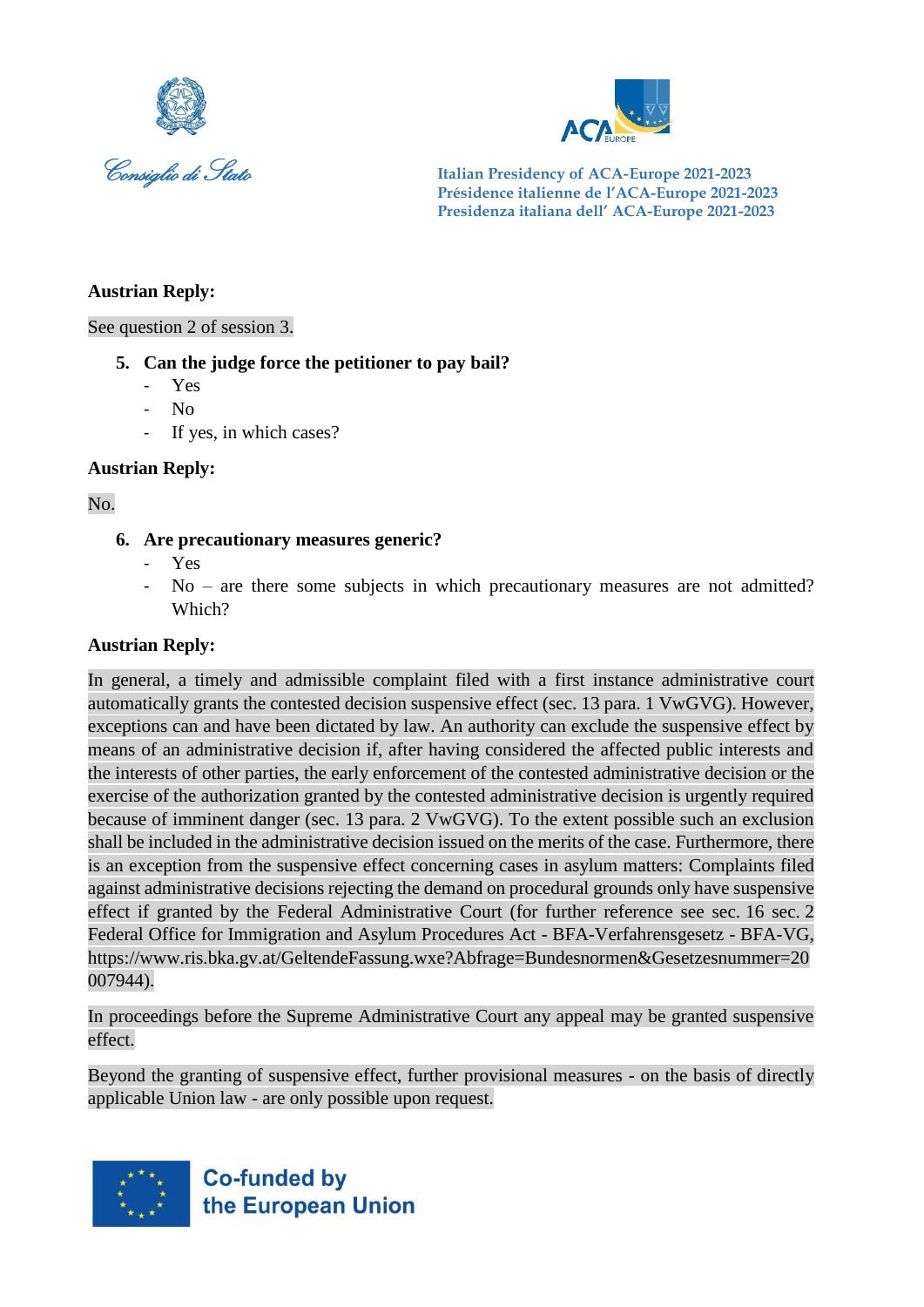**Austrian Reply:**

See question 2 of session 3.

5. **Can the judge force the petitioner to pay bail?**
   - Yes
   - No
   - If yes, in which cases?

**Austrian Reply:**

No.

6. **Are precautionary measures generic?**
   - Yes
   - No – are there some subjects in which precautionary measures are not admitted? Which?

**Austrian Reply:**

In general, a timely and admissible complaint filed with a first instance administrative court automatically grants the contested decision suspensive effect (sec. 13 para. 1 VwGVG). However, exceptions can and have been dictated by law. An authority can exclude the suspensive effect by means of an administrative decision if, after having considered the affected public interests and the interests of other parties, the early enforcement of the contested administrative decision or the exercise of the authorization granted by the contested administrative decision is urgently required because of imminent danger (sec. 13 para. 2 VwGVG). To the extent possible such an exclusion shall be included in the administrative decision issued on the merits of the case. Furthermore, there is an exception from the suspensive effect concerning cases in asylum matters: Complaints filed against administrative decisions rejecting the demand on procedural grounds only have suspensive effect if granted by the Federal Administrative Court (for further reference see sec. 16 sec. 2 Federal Office for Immigration and Asylum Procedures Act - BFA-Verfahrensgesetz - BFA-VG, https://www.ris.bka.gv.at/GeltendeFassung.wxe?Abfrage=Bundesnormen&Gesetzesnummer=20007944).

In proceedings before the Supreme Administrative Court any appeal may be granted suspensive effect.

Beyond the granting of suspensive effect, further provisional measures - on the basis of directly applicable Union law - are only possible upon request.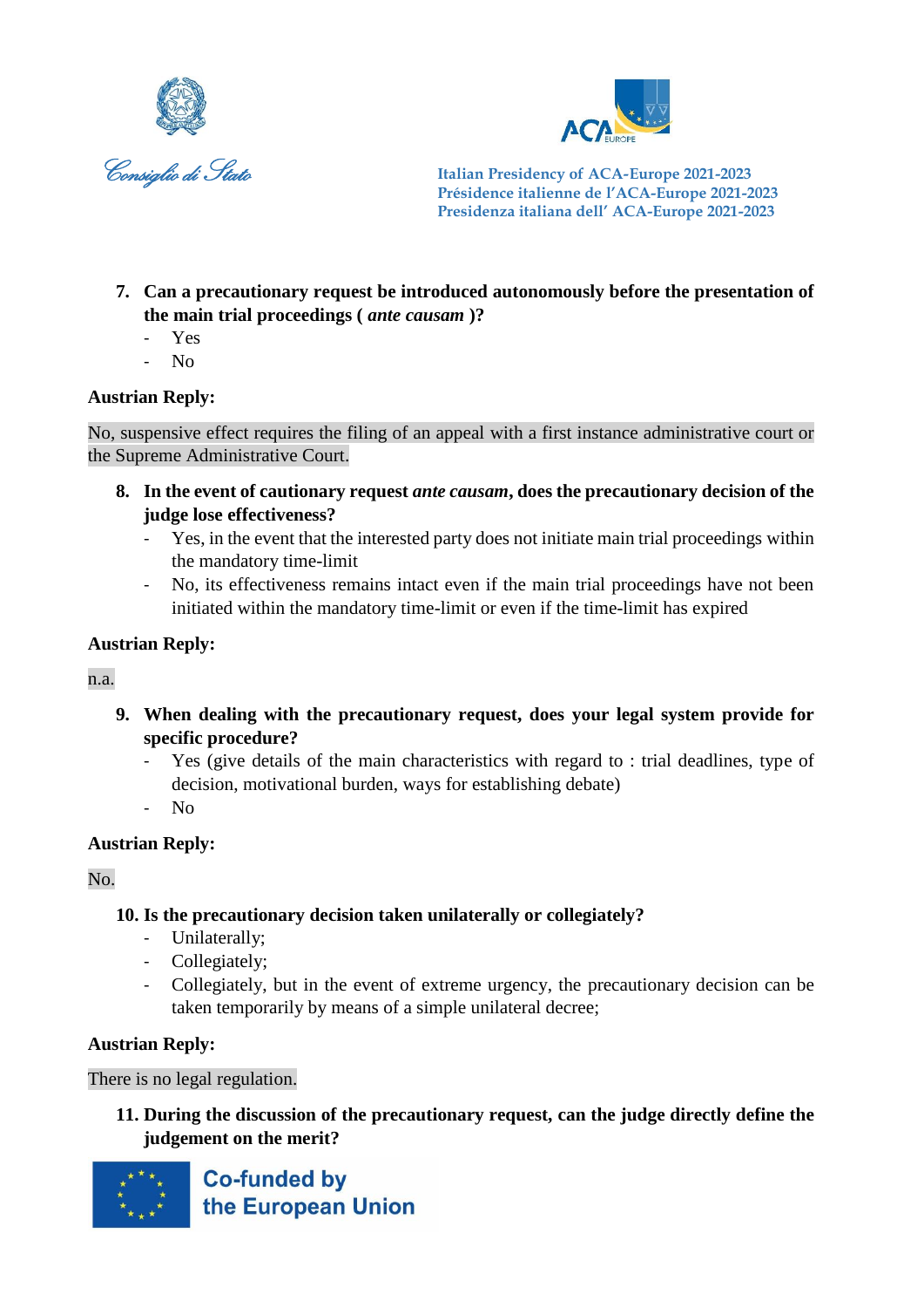7. **Can a precautionary request be introduced autonomously before the presentation of the main trial proceedings ( *ante causam* )?**
   - Yes
   - No

**Austrian Reply:**

No, suspensive effect requires the filing of an appeal with a first instance administrative court or the Supreme Administrative Court.

8. **In the event of cautionary request *ante causam*, does the precautionary decision of the judge lose effectiveness?**
   - Yes, in the event that the interested party does not initiate main trial proceedings within the mandatory time-limit
   - No, its effectiveness remains intact even if the main trial proceedings have not been initiated within the mandatory time-limit or even if the time-limit has expired

**Austrian Reply:**

n.a.

9. **When dealing with the precautionary request, does your legal system provide for specific procedure?**
   - Yes (give details of the main characteristics with regard to : trial deadlines, type of decision, motivational burden, ways for establishing debate)
   - No

**Austrian Reply:**

No.

10. **Is the precautionary decision taken unilaterally or collegiately?**
    - Unilaterally;
    - Collegiately;
    - Collegiately, but in the event of extreme urgency, the precautionary decision can be taken temporarily by means of a simple unilateral decree;

**Austrian Reply:**

There is no legal regulation.

11. **During the discussion of the precautionary request, can the judge directly define the judgement on the merit?**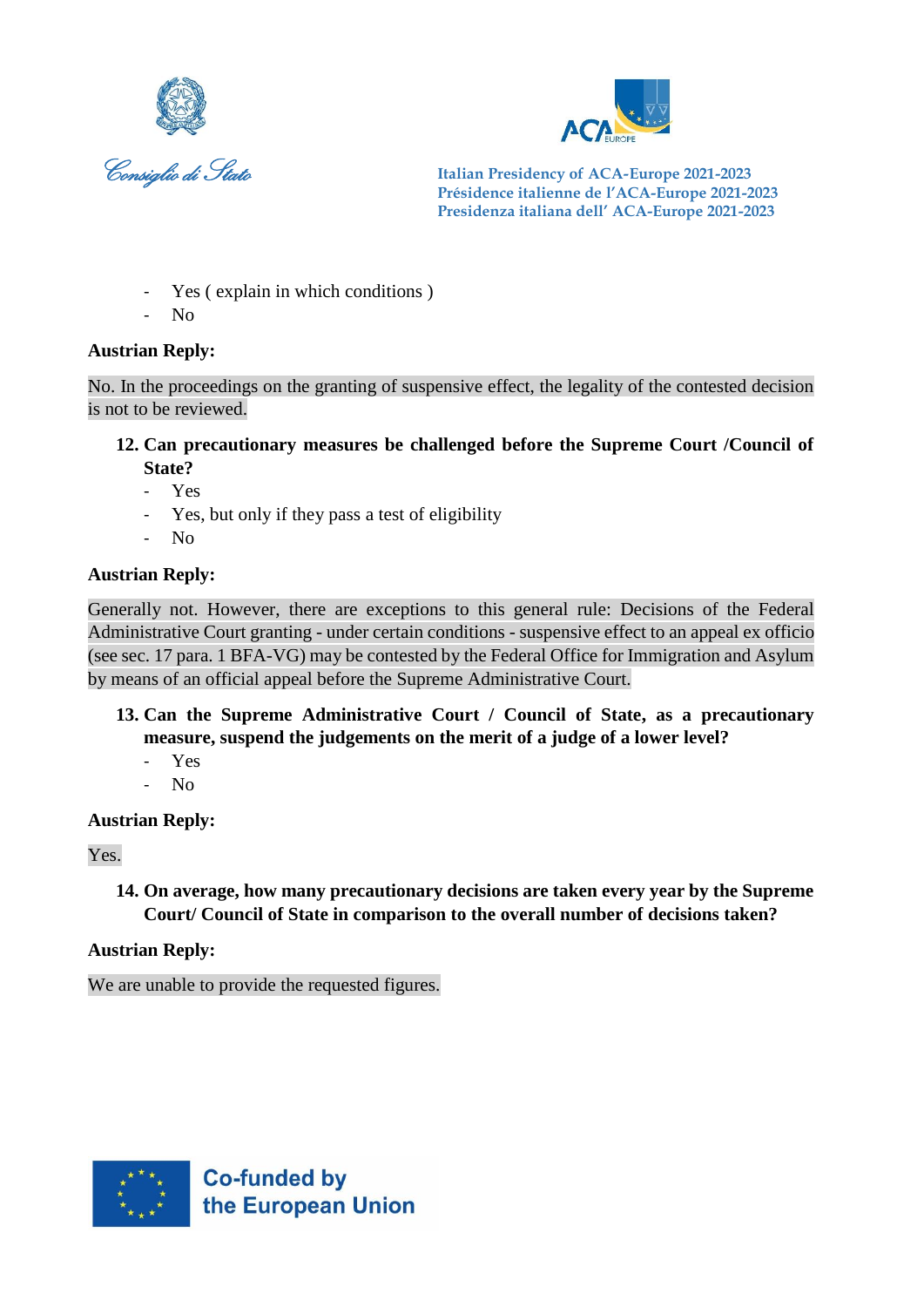- Yes ( explain in which conditions )
- No

**Austrian Reply:**

No. In the proceedings on the granting of suspensive effect, the legality of the contested decision is not to be reviewed.

**12. Can precautionary measures be challenged before the Supreme Court /Council of State?**

- Yes
- Yes, but only if they pass a test of eligibility
- No

**Austrian Reply:**

Generally not. However, there are exceptions to this general rule: Decisions of the Federal Administrative Court granting - under certain conditions - suspensive effect to an appeal ex officio (see sec. 17 para. 1 BFA-VG) may be contested by the Federal Office for Immigration and Asylum by means of an official appeal before the Supreme Administrative Court.

**13. Can the Supreme Administrative Court / Council of State, as a precautionary measure, suspend the judgements on the merit of a judge of a lower level?**

- Yes
- No

**Austrian Reply:**

Yes.

**14. On average, how many precautionary decisions are taken every year by the Supreme Court/ Council of State in comparison to the overall number of decisions taken?**

**Austrian Reply:**

We are unable to provide the requested figures.